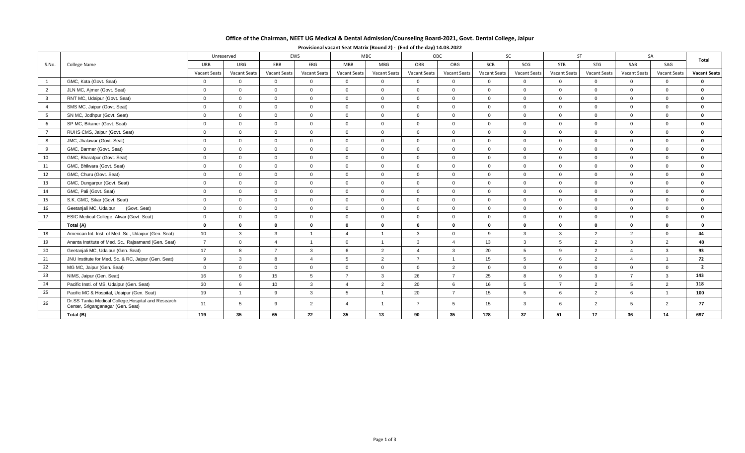**Office of the Chairman, NEET UG Medical & Dental Admission/Counseling Board-2021, Govt. Dental College, Jaipur**

**Provisional vacant Seat Matrix (Round 2) - (End of the day) 14.03.2022**

| S.No. | College Name | Unreserved | | EWS | | MBC | | OBC | | SC | | ST | | SA | | Total |
|---|---|---|---|---|---|---|---|---|---|---|---|---|---|---|---|---|
| | | URB | URG | EBB | EBG | MBB | MBG | OBB | OBG | SCB | SCG | STB | STG | SAB | SAG | |
| | | Vacant Seats | Vacant Seats | Vacant Seats | Vacant Seats | Vacant Seats | Vacant Seats | Vacant Seats | Vacant Seats | Vacant Seats | Vacant Seats | Vacant Seats | Vacant Seats | Vacant Seats | Vacant Seats | **Vacant Seats** |
| 1 | GMC, Kota (Govt. Seat) | 0 | 0 | 0 | 0 | 0 | 0 | 0 | 0 | 0 | 0 | 0 | 0 | 0 | 0 | **0** |
| 2 | JLN MC, Ajmer (Govt. Seat) | 0 | 0 | 0 | 0 | 0 | 0 | 0 | 0 | 0 | 0 | 0 | 0 | 0 | 0 | **0** |
| 3 | RNT MC, Udaipur (Govt. Seat) | 0 | 0 | 0 | 0 | 0 | 0 | 0 | 0 | 0 | 0 | 0 | 0 | 0 | 0 | **0** |
| 4 | SMS MC, Jaipur (Govt. Seat) | 0 | 0 | 0 | 0 | 0 | 0 | 0 | 0 | 0 | 0 | 0 | 0 | 0 | 0 | **0** |
| 5 | SN MC, Jodhpur (Govt. Seat) | 0 | 0 | 0 | 0 | 0 | 0 | 0 | 0 | 0 | 0 | 0 | 0 | 0 | 0 | **0** |
| 6 | SP MC, Bikaner (Govt. Seat) | 0 | 0 | 0 | 0 | 0 | 0 | 0 | 0 | 0 | 0 | 0 | 0 | 0 | 0 | **0** |
| 7 | RUHS CMS, Jaipur (Govt. Seat) | 0 | 0 | 0 | 0 | 0 | 0 | 0 | 0 | 0 | 0 | 0 | 0 | 0 | 0 | **0** |
| 8 | JMC, Jhalawar (Govt. Seat) | 0 | 0 | 0 | 0 | 0 | 0 | 0 | 0 | 0 | 0 | 0 | 0 | 0 | 0 | **0** |
| 9 | GMC, Barmer (Govt. Seat) | 0 | 0 | 0 | 0 | 0 | 0 | 0 | 0 | 0 | 0 | 0 | 0 | 0 | 0 | **0** |
| 10 | GMC, Bharatpur (Govt. Seat) | 0 | 0 | 0 | 0 | 0 | 0 | 0 | 0 | 0 | 0 | 0 | 0 | 0 | 0 | **0** |
| 11 | GMC, Bhilwara (Govt. Seat) | 0 | 0 | 0 | 0 | 0 | 0 | 0 | 0 | 0 | 0 | 0 | 0 | 0 | 0 | **0** |
| 12 | GMC, Churu (Govt. Seat) | 0 | 0 | 0 | 0 | 0 | 0 | 0 | 0 | 0 | 0 | 0 | 0 | 0 | 0 | **0** |
| 13 | GMC, Dungarpur (Govt. Seat) | 0 | 0 | 0 | 0 | 0 | 0 | 0 | 0 | 0 | 0 | 0 | 0 | 0 | 0 | **0** |
| 14 | GMC, Pali (Govt. Seat) | 0 | 0 | 0 | 0 | 0 | 0 | 0 | 0 | 0 | 0 | 0 | 0 | 0 | 0 | **0** |
| 15 | S.K. GMC, Sikar (Govt. Seat) | 0 | 0 | 0 | 0 | 0 | 0 | 0 | 0 | 0 | 0 | 0 | 0 | 0 | 0 | **0** |
| 16 | Geetanjali MC, Udaipur (Govt. Seat) | 0 | 0 | 0 | 0 | 0 | 0 | 0 | 0 | 0 | 0 | 0 | 0 | 0 | 0 | **0** |
| 17 | ESIC Medical College, Alwar (Govt. Seat) | 0 | 0 | 0 | 0 | 0 | 0 | 0 | 0 | 0 | 0 | 0 | 0 | 0 | 0 | **0** |
| | **Total (A)** | **0** | **0** | **0** | **0** | **0** | **0** | **0** | **0** | **0** | **0** | **0** | **0** | **0** | **0** | **0** |
| 18 | American Int. Inst. of Med. Sc., Udaipur (Gen. Seat) | 10 | 3 | 3 | 1 | 4 | 1 | 3 | 0 | 9 | 3 | 3 | 2 | 2 | 0 | **44** |
| 19 | Ananta Institute of Med. Sc., Rajsamand (Gen. Seat) | 7 | 0 | 4 | 1 | 0 | 1 | 3 | 4 | 13 | 3 | 5 | 2 | 3 | 2 | **48** |
| 20 | Geetanjali MC, Udaipur (Gen. Seat) | 17 | 8 | 7 | 3 | 6 | 2 | 4 | 3 | 20 | 5 | 9 | 2 | 4 | 3 | **93** |
| 21 | JNU Institute for Med. Sc. & RC, Jaipur (Gen. Seat) | 9 | 3 | 8 | 4 | 5 | 2 | 7 | 1 | 15 | 5 | 6 | 2 | 4 | 1 | **72** |
| 22 | MG MC, Jaipur (Gen. Seat) | 0 | 0 | 0 | 0 | 0 | 0 | 0 | 2 | 0 | 0 | 0 | 0 | 0 | 0 | **2** |
| 23 | NIMS, Jaipur (Gen. Seat) | 16 | 9 | 15 | 5 | 7 | 3 | 26 | 7 | 25 | 8 | 9 | 3 | 7 | 3 | **143** |
| 24 | Pacific Insti. of MS, Udaipur (Gen. Seat) | 30 | 6 | 10 | 3 | 4 | 2 | 20 | 6 | 16 | 5 | 7 | 2 | 5 | 2 | **118** |
| 25 | Pacific MC & Hospital, Udaipur (Gen. Seat) | 19 | 1 | 9 | 3 | 5 | 1 | 20 | 7 | 15 | 5 | 6 | 2 | 6 | 1 | **100** |
| 26 | Dr.SS Tantia Medical College,Hospital and Research Center, Sriganganagar (Gen. Seat) | 11 | 5 | 9 | 2 | 4 | 1 | 7 | 5 | 15 | 3 | 6 | 2 | 5 | 2 | **77** |
| | **Total (B)** | **119** | **35** | **65** | **22** | **35** | **13** | **90** | **35** | **128** | **37** | **51** | **17** | **36** | **14** | **697** |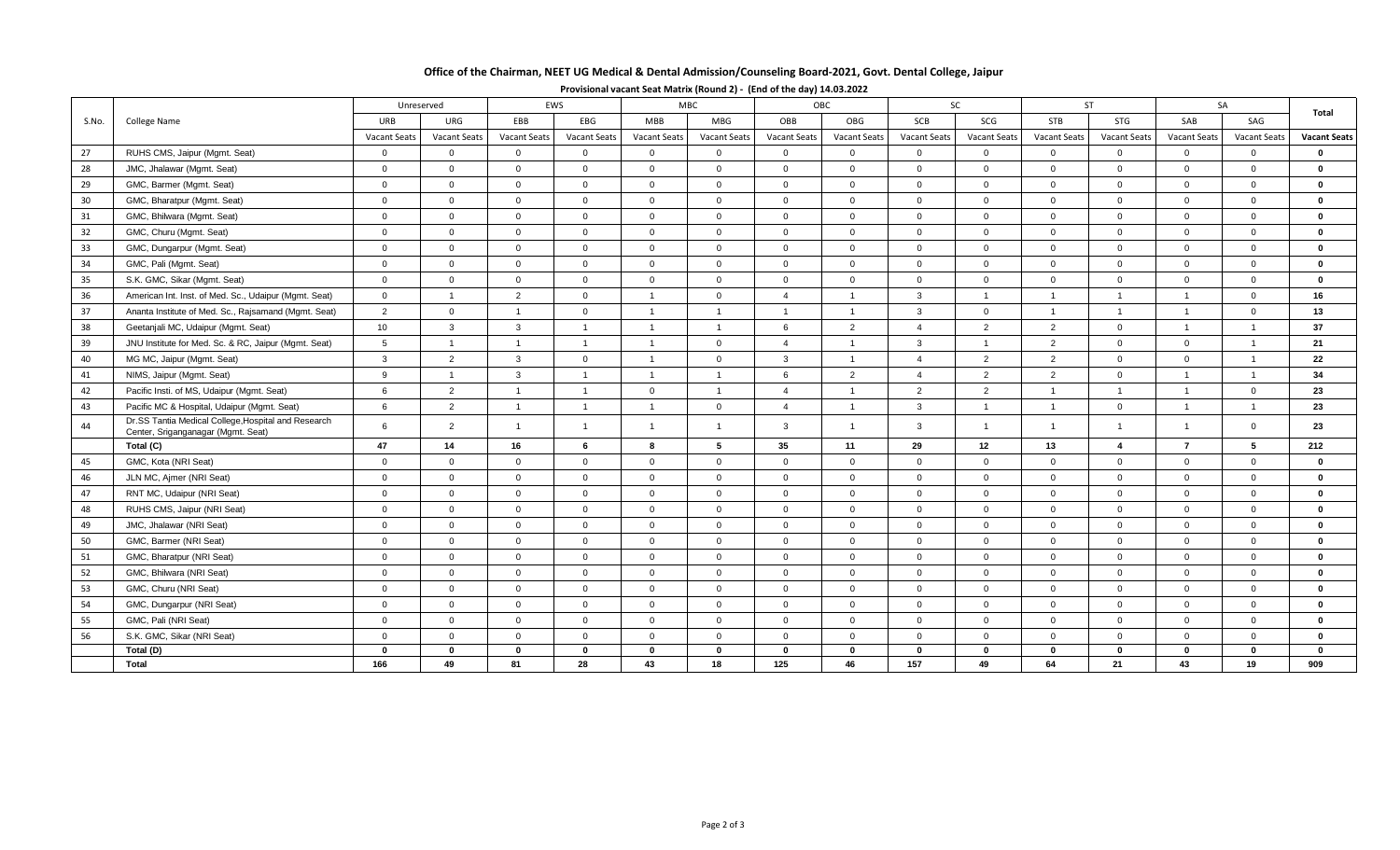# Office of the Chairman, NEET UG Medical & Dental Admission/Counseling Board-2021, Govt. Dental College, Jaipur

## Provisional vacant Seat Matrix (Round 2) - (End of the day) 14.03.2022

| S.No. | College Name | Unreserved | | EWS | | MBC | | OBC | | SC | | ST | | SA | | Total |
|---|---|---|---|---|---|---|---|---|---|---|---|---|---|---|---|---|
| | | URB | URG | EBB | EBG | MBB | MBG | OBB | OBG | SCB | SCG | STB | STG | SAB | SAG | |
| | | Vacant Seats | Vacant Seats | Vacant Seats | Vacant Seats | Vacant Seats | Vacant Seats | Vacant Seats | Vacant Seats | Vacant Seats | Vacant Seats | Vacant Seats | Vacant Seats | Vacant Seats | Vacant Seats | **Vacant Seats** |
| 27 | RUHS CMS, Jaipur (Mgmt. Seat) | 0 | 0 | 0 | 0 | 0 | 0 | 0 | 0 | 0 | 0 | 0 | 0 | 0 | 0 | **0** |
| 28 | JMC, Jhalawar (Mgmt. Seat) | 0 | 0 | 0 | 0 | 0 | 0 | 0 | 0 | 0 | 0 | 0 | 0 | 0 | 0 | **0** |
| 29 | GMC, Barmer (Mgmt. Seat) | 0 | 0 | 0 | 0 | 0 | 0 | 0 | 0 | 0 | 0 | 0 | 0 | 0 | 0 | **0** |
| 30 | GMC, Bharatpur (Mgmt. Seat) | 0 | 0 | 0 | 0 | 0 | 0 | 0 | 0 | 0 | 0 | 0 | 0 | 0 | 0 | **0** |
| 31 | GMC, Bhilwara (Mgmt. Seat) | 0 | 0 | 0 | 0 | 0 | 0 | 0 | 0 | 0 | 0 | 0 | 0 | 0 | 0 | **0** |
| 32 | GMC, Churu (Mgmt. Seat) | 0 | 0 | 0 | 0 | 0 | 0 | 0 | 0 | 0 | 0 | 0 | 0 | 0 | 0 | **0** |
| 33 | GMC, Dungarpur (Mgmt. Seat) | 0 | 0 | 0 | 0 | 0 | 0 | 0 | 0 | 0 | 0 | 0 | 0 | 0 | 0 | **0** |
| 34 | GMC, Pali (Mgmt. Seat) | 0 | 0 | 0 | 0 | 0 | 0 | 0 | 0 | 0 | 0 | 0 | 0 | 0 | 0 | **0** |
| 35 | S.K. GMC, Sikar (Mgmt. Seat) | 0 | 0 | 0 | 0 | 0 | 0 | 0 | 0 | 0 | 0 | 0 | 0 | 0 | 0 | **0** |
| 36 | American Int. Inst. of Med. Sc., Udaipur (Mgmt. Seat) | 0 | 1 | 2 | 0 | 1 | 0 | 4 | 1 | 3 | 1 | 1 | 1 | 1 | 0 | **16** |
| 37 | Ananta Institute of Med. Sc., Rajsamand (Mgmt. Seat) | 2 | 0 | 1 | 0 | 1 | 1 | 1 | 1 | 3 | 0 | 1 | 1 | 1 | 0 | **13** |
| 38 | Geetanjali MC, Udaipur (Mgmt. Seat) | 10 | 3 | 3 | 1 | 1 | 1 | 6 | 2 | 4 | 2 | 2 | 0 | 1 | 1 | **37** |
| 39 | JNU Institute for Med. Sc. & RC, Jaipur (Mgmt. Seat) | 5 | 1 | 1 | 1 | 1 | 0 | 4 | 1 | 3 | 1 | 2 | 0 | 0 | 1 | **21** |
| 40 | MG MC, Jaipur (Mgmt. Seat) | 3 | 2 | 3 | 0 | 1 | 0 | 3 | 1 | 4 | 2 | 2 | 0 | 0 | 1 | **22** |
| 41 | NIMS, Jaipur (Mgmt. Seat) | 9 | 1 | 3 | 1 | 1 | 1 | 6 | 2 | 4 | 2 | 2 | 0 | 1 | 1 | **34** |
| 42 | Pacific Insti. of MS, Udaipur (Mgmt. Seat) | 6 | 2 | 1 | 1 | 0 | 1 | 4 | 1 | 2 | 2 | 1 | 1 | 1 | 0 | **23** |
| 43 | Pacific MC & Hospital, Udaipur (Mgmt. Seat) | 6 | 2 | 1 | 1 | 1 | 0 | 4 | 1 | 3 | 1 | 1 | 0 | 1 | 1 | **23** |
| 44 | Dr.SS Tantia Medical College,Hospital and Research Center, Sriganganagar (Mgmt. Seat) | 6 | 2 | 1 | 1 | 1 | 1 | 3 | 1 | 3 | 1 | 1 | 1 | 1 | 0 | **23** |
| | **Total (C)** | **47** | **14** | **16** | **6** | **8** | **5** | **35** | **11** | **29** | **12** | **13** | **4** | **7** | **5** | **212** |
| 45 | GMC, Kota (NRI Seat) | 0 | 0 | 0 | 0 | 0 | 0 | 0 | 0 | 0 | 0 | 0 | 0 | 0 | 0 | **0** |
| 46 | JLN MC, Ajmer (NRI Seat) | 0 | 0 | 0 | 0 | 0 | 0 | 0 | 0 | 0 | 0 | 0 | 0 | 0 | 0 | **0** |
| 47 | RNT MC, Udaipur (NRI Seat) | 0 | 0 | 0 | 0 | 0 | 0 | 0 | 0 | 0 | 0 | 0 | 0 | 0 | 0 | **0** |
| 48 | RUHS CMS, Jaipur (NRI Seat) | 0 | 0 | 0 | 0 | 0 | 0 | 0 | 0 | 0 | 0 | 0 | 0 | 0 | 0 | **0** |
| 49 | JMC, Jhalawar (NRI Seat) | 0 | 0 | 0 | 0 | 0 | 0 | 0 | 0 | 0 | 0 | 0 | 0 | 0 | 0 | **0** |
| 50 | GMC, Barmer (NRI Seat) | 0 | 0 | 0 | 0 | 0 | 0 | 0 | 0 | 0 | 0 | 0 | 0 | 0 | 0 | **0** |
| 51 | GMC, Bharatpur (NRI Seat) | 0 | 0 | 0 | 0 | 0 | 0 | 0 | 0 | 0 | 0 | 0 | 0 | 0 | 0 | **0** |
| 52 | GMC, Bhilwara (NRI Seat) | 0 | 0 | 0 | 0 | 0 | 0 | 0 | 0 | 0 | 0 | 0 | 0 | 0 | 0 | **0** |
| 53 | GMC, Churu (NRI Seat) | 0 | 0 | 0 | 0 | 0 | 0 | 0 | 0 | 0 | 0 | 0 | 0 | 0 | 0 | **0** |
| 54 | GMC, Dungarpur (NRI Seat) | 0 | 0 | 0 | 0 | 0 | 0 | 0 | 0 | 0 | 0 | 0 | 0 | 0 | 0 | **0** |
| 55 | GMC, Pali (NRI Seat) | 0 | 0 | 0 | 0 | 0 | 0 | 0 | 0 | 0 | 0 | 0 | 0 | 0 | 0 | **0** |
| 56 | S.K. GMC, Sikar (NRI Seat) | 0 | 0 | 0 | 0 | 0 | 0 | 0 | 0 | 0 | 0 | 0 | 0 | 0 | 0 | **0** |
| | **Total (D)** | **0** | **0** | **0** | **0** | **0** | **0** | **0** | **0** | **0** | **0** | **0** | **0** | **0** | **0** | **0** |
| | **Total** | **166** | **49** | **81** | **28** | **43** | **18** | **125** | **46** | **157** | **49** | **64** | **21** | **43** | **19** | **909** |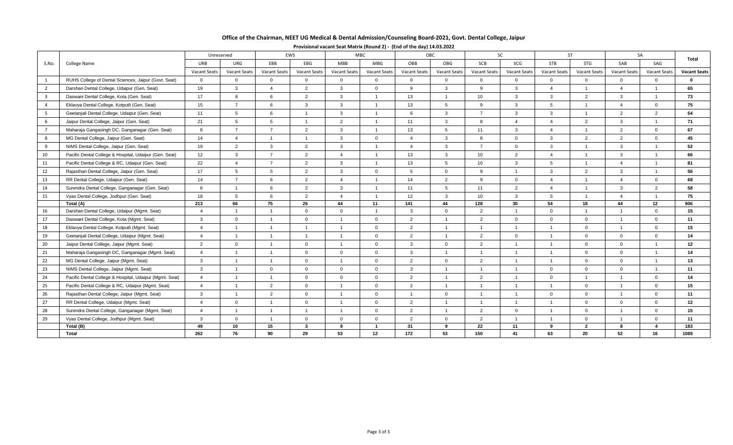**Office of the Chairman, NEET UG Medical & Dental Admission/Counseling Board-2021, Govt. Dental College, Jaipur**

**Provisional vacant Seat Matrix (Round 2) - (End of the day) 14.03.2022**

| S.No. | College Name | Unreserved | | EWS | | MBC | | OBC | | SC | | ST | | SA | | Total |
|---|---|---|---|---|---|---|---|---|---|---|---|---|---|---|---|---|
| | | URB | URG | EBB | EBG | MBB | MBG | OBB | OBG | SCB | SCG | STB | STG | SAB | SAG | |
| | | Vacant Seats | Vacant Seats | Vacant Seats | Vacant Seats | Vacant Seats | Vacant Seats | Vacant Seats | Vacant Seats | Vacant Seats | Vacant Seats | Vacant Seats | Vacant Seats | Vacant Seats | Vacant Seats | Vacant Seats |
| 1 | RUHS College of Dental Sciences, Jaipur (Govt. Seat) | 0 | 0 | 0 | 0 | 0 | 0 | 0 | 0 | 0 | 0 | 0 | 0 | 0 | 0 | **0** |
| 2 | Darshan Dental College, Udaipur (Gen. Seat) | 19 | 3 | 4 | 2 | 3 | 0 | 9 | 3 | 9 | 3 | 4 | 1 | 4 | 1 | **65** |
| 3 | Daswani Dental College, Kota (Gen. Seat) | 17 | 8 | 6 | 2 | 3 | 1 | 13 | 1 | 10 | 3 | 3 | 2 | 3 | 1 | **73** |
| 4 | Eklavya Dental College, Kotputli (Gen. Seat) | 15 | 7 | 6 | 3 | 3 | 1 | 13 | 5 | 9 | 3 | 5 | 1 | 4 | 0 | **75** |
| 5 | Geetanjali Dental College, Udaipur (Gen. Seat) | 11 | 5 | 6 | 1 | 3 | 1 | 6 | 3 | 7 | 3 | 3 | 1 | 2 | 2 | **54** |
| 6 | Jaipur Dental College, Jaipur (Gen. Seat) | 21 | 5 | 5 | 1 | 2 | 1 | 11 | 3 | 8 | 4 | 4 | 2 | 3 | 1 | **71** |
| 7 | Maharaja Gangasingh DC, Ganganagar (Gen. Seat) | 8 | 7 | 7 | 2 | 3 | 1 | 13 | 5 | 11 | 3 | 4 | 1 | 2 | 0 | **67** |
| 8 | MG Dental College, Jaipur (Gen. Seat) | 14 | 4 | 1 | 1 | 3 | 0 | 4 | 3 | 8 | 0 | 3 | 2 | 2 | 0 | **45** |
| 9 | NIMS Dental College, Jaipur (Gen. Seat) | 19 | 2 | 3 | 2 | 3 | 1 | 4 | 3 | 7 | 0 | 3 | 1 | 3 | 1 | **52** |
| 10 | Pacific Dental College & Hospital, Udaipur (Gen. Seat) | 12 | 3 | 7 | 2 | 4 | 1 | 13 | 3 | 10 | 2 | 4 | 1 | 3 | 1 | **66** |
| 11 | Pacific Dental College & RC, Udaipur (Gen. Seat) | 22 | 4 | 7 | 2 | 3 | 1 | 13 | 5 | 10 | 3 | 5 | 1 | 4 | 1 | **81** |
| 12 | Rajasthan Dental College, Jaipur (Gen. Seat) | 17 | 5 | 5 | 2 | 3 | 0 | 5 | 0 | 9 | 1 | 3 | 2 | 3 | 1 | **56** |
| 13 | RR Dental College, Udaipur (Gen. Seat) | 14 | 7 | 6 | 2 | 4 | 1 | 14 | 2 | 9 | 0 | 4 | 1 | 4 | 0 | **68** |
| 14 | Surendra Dental College, Ganganagar (Gen. Seat) | 6 | 1 | 6 | 2 | 3 | 1 | 11 | 5 | 11 | 2 | 4 | 1 | 3 | 2 | **58** |
| 15 | Vyas Dental College, Jodhpur (Gen. Seat) | 18 | 5 | 6 | 2 | 4 | 1 | 12 | 3 | 10 | 3 | 5 | 1 | 4 | 1 | **75** |
| | **Total (A)** | **213** | **66** | **75** | **26** | **44** | **11** | **141** | **44** | **128** | **30** | **54** | **18** | **44** | **12** | **906** |
| 16 | Darshan Dental College, Udaipur (Mgmt. Seat) | 4 | 1 | 1 | 0 | 0 | 1 | 3 | 0 | 2 | 1 | 0 | 1 | 1 | 0 | **15** |
| 17 | Daswani Dental College, Kota (Mgmt. Seat) | 3 | 0 | 1 | 0 | 1 | 0 | 2 | 1 | 2 | 0 | 0 | 0 | 1 | 0 | **11** |
| 18 | Eklavya Dental College, Kotputli (Mgmt. Seat) | 4 | 1 | 1 | 1 | 1 | 0 | 2 | 1 | 1 | 1 | 1 | 0 | 1 | 0 | **15** |
| 19 | Geetanjali Dental College, Udaipur (Mgmt. Seat) | 4 | 1 | 1 | 1 | 1 | 0 | 2 | 1 | 2 | 0 | 1 | 0 | 0 | 0 | **14** |
| 20 | Jaipur Dental College, Jaipur (Mgmt. Seat) | 2 | 0 | 1 | 0 | 1 | 0 | 3 | 0 | 2 | 1 | 1 | 0 | 0 | 1 | **12** |
| 21 | Maharaja Gangasingh DC, Ganganagar (Mgmt. Seat) | 4 | 1 | 1 | 0 | 0 | 0 | 3 | 1 | 1 | 1 | 1 | 0 | 0 | 1 | **14** |
| 22 | MG Dental College, Jaipur (Mgmt. Seat) | 3 | 1 | 1 | 0 | 1 | 0 | 2 | 0 | 2 | 1 | 1 | 0 | 0 | 1 | **13** |
| 23 | NIMS Dental College, Jaipur (Mgmt. Seat) | 3 | 1 | 0 | 0 | 0 | 0 | 3 | 1 | 1 | 1 | 0 | 0 | 0 | 1 | **11** |
| 24 | Pacific Dental College & Hospital, Udaipur (Mgmt. Seat) | 4 | 1 | 1 | 0 | 0 | 0 | 2 | 1 | 2 | 1 | 0 | 1 | 1 | 0 | **14** |
| 25 | Pacific Dental College & RC, Udaipur (Mgmt. Seat) | 4 | 1 | 2 | 0 | 1 | 0 | 2 | 1 | 1 | 1 | 1 | 0 | 1 | 0 | **15** |
| 26 | Rajasthan Dental College, Jaipur (Mgmt. Seat) | 3 | 1 | 2 | 0 | 1 | 0 | 1 | 0 | 1 | 1 | 0 | 0 | 1 | 0 | **11** |
| 27 | RR Dental College, Udaipur (Mgmt. Seat) | 4 | 0 | 1 | 0 | 1 | 0 | 2 | 1 | 1 | 1 | 1 | 0 | 0 | 0 | **12** |
| 28 | Surendra Dental College, Ganganagar (Mgmt. Seat) | 4 | 1 | 1 | 1 | 1 | 0 | 2 | 1 | 2 | 0 | 1 | 0 | 1 | 0 | **15** |
| 29 | Vyas Dental College, Jodhpur (Mgmt. Seat) | 3 | 0 | 1 | 0 | 0 | 0 | 2 | 0 | 2 | 1 | 1 | 0 | 1 | 0 | **11** |
| | **Total (B)** | **49** | **10** | **15** | **3** | **9** | **1** | **31** | **9** | **22** | **11** | **9** | **2** | **8** | **4** | **183** |
| | **Total** | **262** | **76** | **90** | **29** | **53** | **12** | **172** | **53** | **150** | **41** | **63** | **20** | **52** | **16** | **1089** |